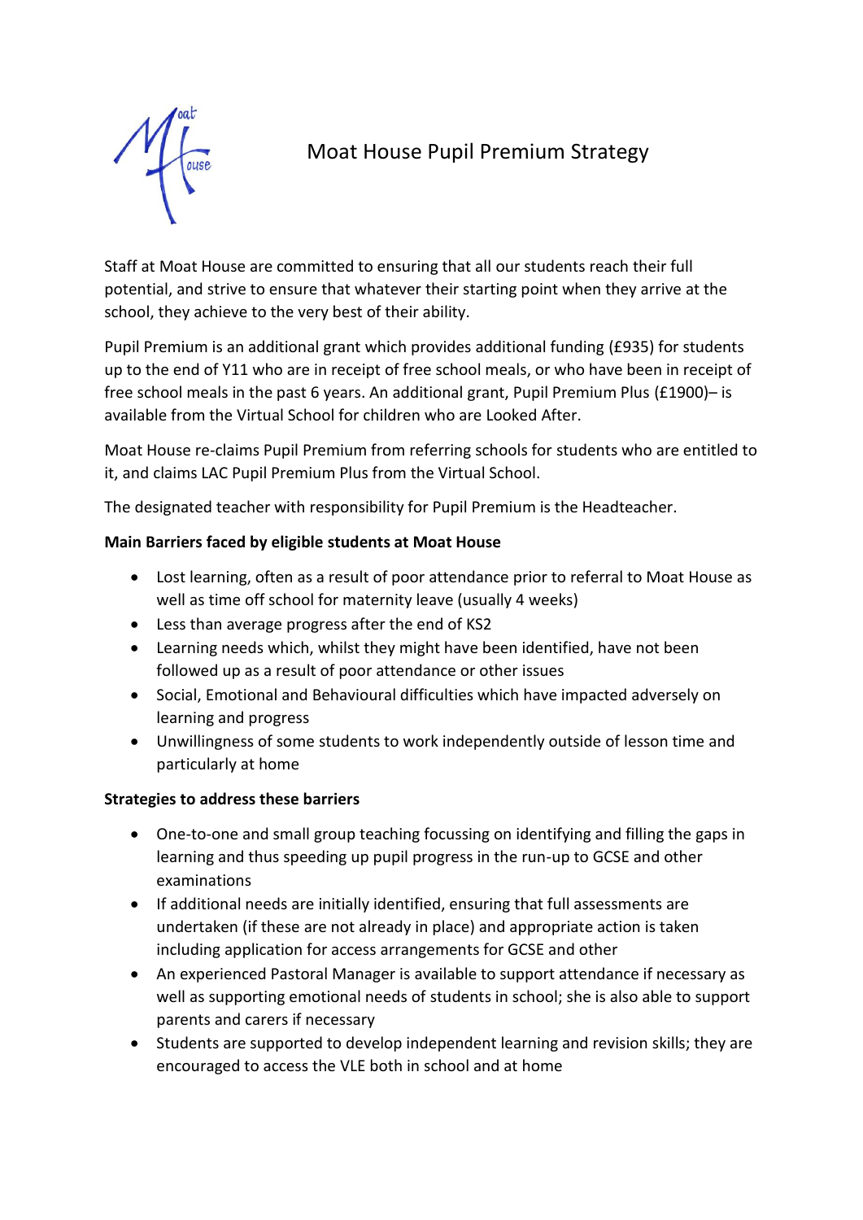# Moat House Pupil Premium Strategy

Staff at Moat House are committed to ensuring that all our students reach their full potential, and strive to ensure that whatever their starting point when they arrive at the school, they achieve to the very best of their ability.

Pupil Premium is an additional grant which provides additional funding (£935) for students up to the end of Y11 who are in receipt of free school meals, or who have been in receipt of free school meals in the past 6 years. An additional grant, Pupil Premium Plus (£1900)– is available from the Virtual School for children who are Looked After.

Moat House re-claims Pupil Premium from referring schools for students who are entitled to it, and claims LAC Pupil Premium Plus from the Virtual School.

The designated teacher with responsibility for Pupil Premium is the Headteacher.

**Main Barriers faced by eligible students at Moat House**

- Lost learning, often as a result of poor attendance prior to referral to Moat House as well as time off school for maternity leave (usually 4 weeks)
- Less than average progress after the end of KS2
- Learning needs which, whilst they might have been identified, have not been followed up as a result of poor attendance or other issues
- Social, Emotional and Behavioural difficulties which have impacted adversely on learning and progress
- Unwillingness of some students to work independently outside of lesson time and particularly at home

**Strategies to address these barriers**

- One-to-one and small group teaching focussing on identifying and filling the gaps in learning and thus speeding up pupil progress in the run-up to GCSE and other examinations
- If additional needs are initially identified, ensuring that full assessments are undertaken (if these are not already in place) and appropriate action is taken including application for access arrangements for GCSE and other
- An experienced Pastoral Manager is available to support attendance if necessary as well as supporting emotional needs of students in school; she is also able to support parents and carers if necessary
- Students are supported to develop independent learning and revision skills; they are encouraged to access the VLE both in school and at home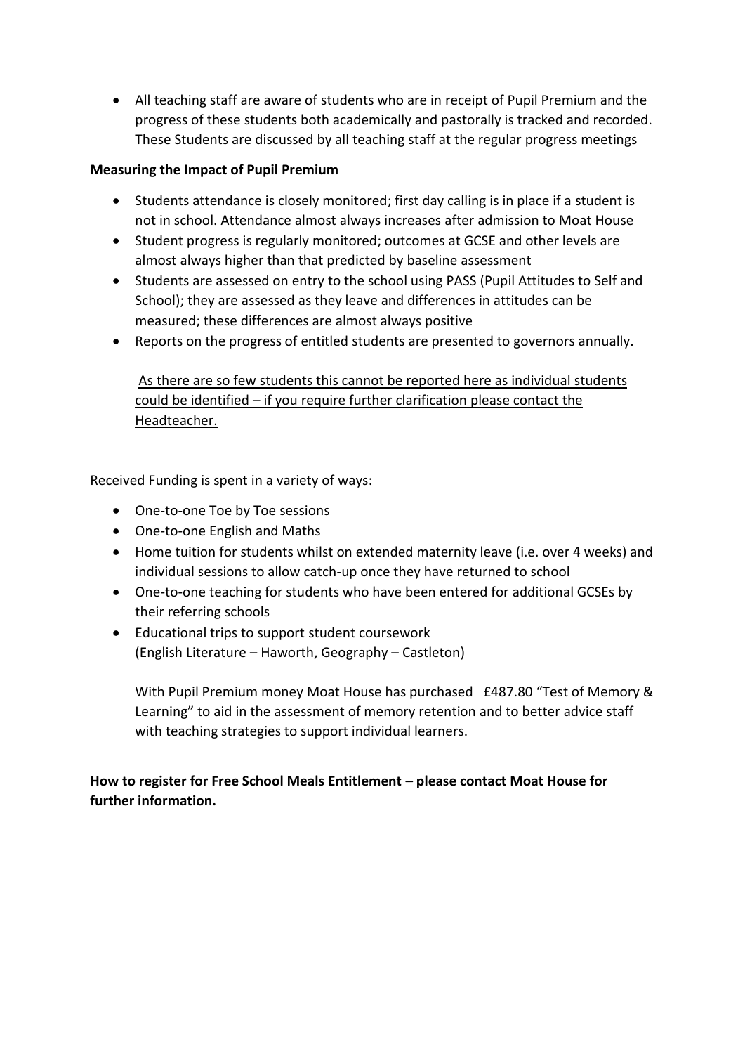- All teaching staff are aware of students who are in receipt of Pupil Premium and the progress of these students both academically and pastorally is tracked and recorded. These Students are discussed by all teaching staff at the regular progress meetings

**Measuring the Impact of Pupil Premium**

- Students attendance is closely monitored; first day calling is in place if a student is not in school. Attendance almost always increases after admission to Moat House
- Student progress is regularly monitored; outcomes at GCSE and other levels are almost always higher than that predicted by baseline assessment
- Students are assessed on entry to the school using PASS (Pupil Attitudes to Self and School); they are assessed as they leave and differences in attitudes can be measured; these differences are almost always positive
- Reports on the progress of entitled students are presented to governors annually.

  <u>As there are so few students this cannot be reported here as individual students could be identified – if you require further clarification please contact the Headteacher.</u>

Received Funding is spent in a variety of ways:

- One-to-one Toe by Toe sessions
- One-to-one English and Maths
- Home tuition for students whilst on extended maternity leave (i.e. over 4 weeks) and individual sessions to allow catch-up once they have returned to school
- One-to-one teaching for students who have been entered for additional GCSEs by their referring schools
- Educational trips to support student coursework
  (English Literature – Haworth, Geography – Castleton)

  With Pupil Premium money Moat House has purchased £487.80 "Test of Memory & Learning" to aid in the assessment of memory retention and to better advice staff with teaching strategies to support individual learners.

**How to register for Free School Meals Entitlement – please contact Moat House for further information.**